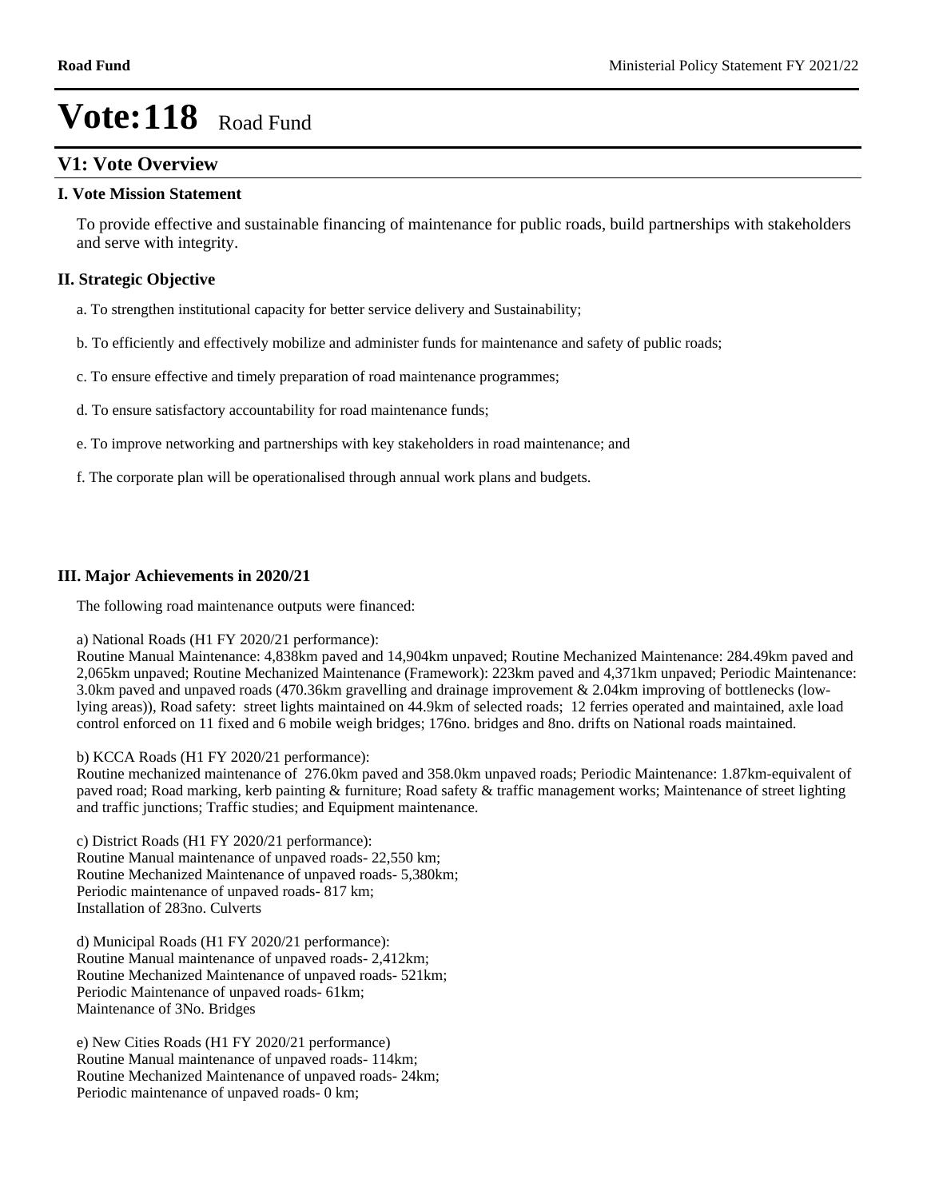# Vote:118 Road Fund

## V1: Vote Overview

### I. Vote Mission Statement

To provide effective and sustainable financing of maintenance for public roads, build partnerships with stakeholders and serve with integrity.

### II. Strategic Objective

a. To strengthen institutional capacity for better service delivery and Sustainability;

b. To efficiently and effectively mobilize and administer funds for maintenance and safety of public roads;

c. To ensure effective and timely preparation of road maintenance programmes;

d. To ensure satisfactory accountability for road maintenance funds;

e. To improve networking and partnerships with key stakeholders in road maintenance; and

f. The corporate plan will be operationalised through annual work plans and budgets.

### III. Major Achievements in 2020/21

The following road maintenance outputs were financed:

a) National Roads (H1 FY 2020/21 performance):
Routine Manual Maintenance: 4,838km paved and 14,904km unpaved; Routine Mechanized Maintenance: 284.49km paved and 2,065km unpaved; Routine Mechanized Maintenance (Framework): 223km paved and 4,371km unpaved; Periodic Maintenance: 3.0km paved and unpaved roads (470.36km gravelling and drainage improvement & 2.04km improving of bottlenecks (low-lying areas)), Road safety: street lights maintained on 44.9km of selected roads; 12 ferries operated and maintained, axle load control enforced on 11 fixed and 6 mobile weigh bridges; 176no. bridges and 8no. drifts on National roads maintained.

b) KCCA Roads (H1 FY 2020/21 performance):
Routine mechanized maintenance of 276.0km paved and 358.0km unpaved roads; Periodic Maintenance: 1.87km-equivalent of paved road; Road marking, kerb painting & furniture; Road safety & traffic management works; Maintenance of street lighting and traffic junctions; Traffic studies; and Equipment maintenance.

c) District Roads (H1 FY 2020/21 performance):
Routine Manual maintenance of unpaved roads- 22,550 km;
Routine Mechanized Maintenance of unpaved roads- 5,380km;
Periodic maintenance of unpaved roads- 817 km;
Installation of 283no. Culverts

d) Municipal Roads (H1 FY 2020/21 performance):
Routine Manual maintenance of unpaved roads- 2,412km;
Routine Mechanized Maintenance of unpaved roads- 521km;
Periodic Maintenance of unpaved roads- 61km;
Maintenance of 3No. Bridges

e) New Cities Roads (H1 FY 2020/21 performance)
Routine Manual maintenance of unpaved roads- 114km;
Routine Mechanized Maintenance of unpaved roads- 24km;
Periodic maintenance of unpaved roads- 0 km;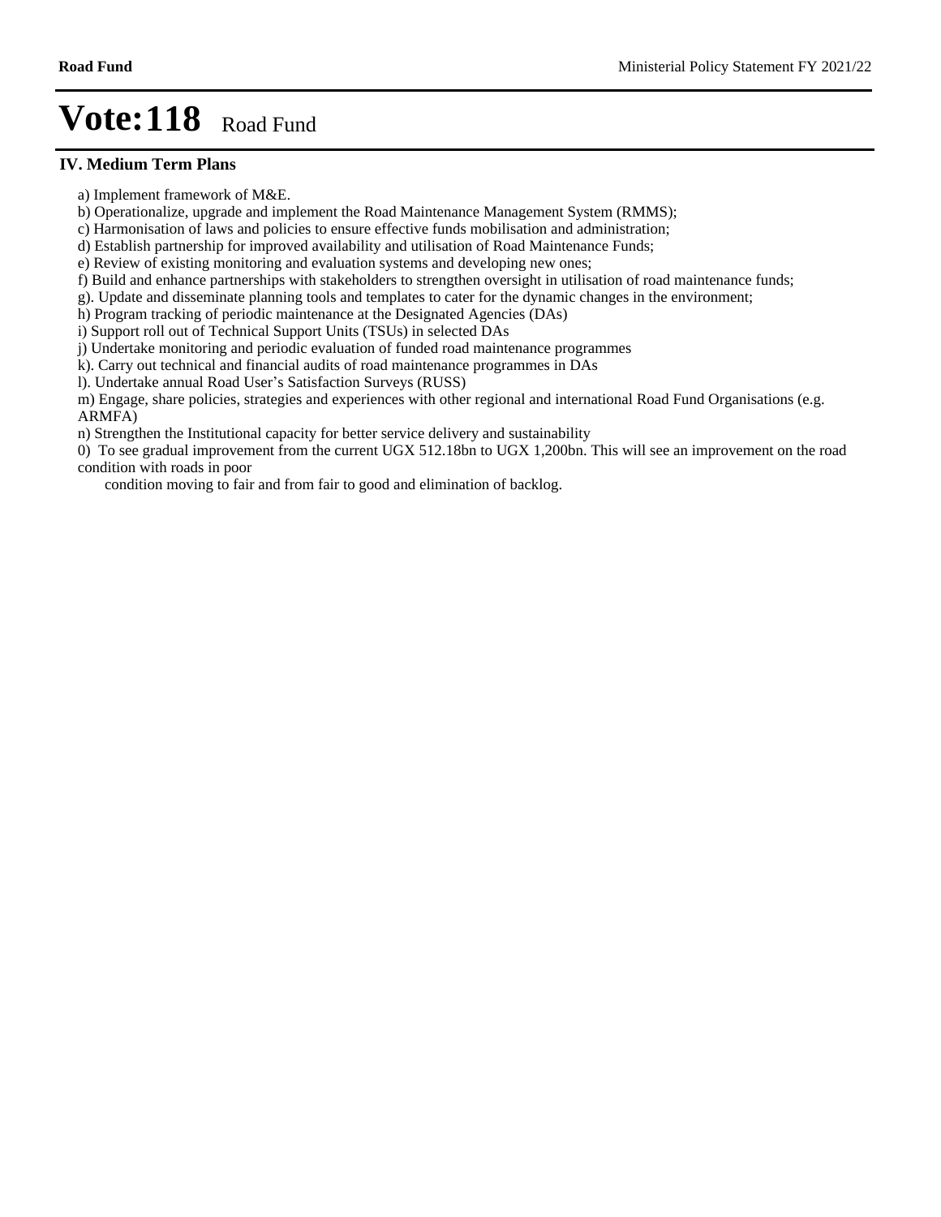# Vote:118 Road Fund

## IV. Medium Term Plans

a) Implement framework of M&E.
b) Operationalize, upgrade and implement the Road Maintenance Management System (RMMS);
c) Harmonisation of laws and policies to ensure effective funds mobilisation and administration;
d) Establish partnership for improved availability and utilisation of Road Maintenance Funds;
e) Review of existing monitoring and evaluation systems and developing new ones;
f) Build and enhance partnerships with stakeholders to strengthen oversight in utilisation of road maintenance funds;
g). Update and disseminate planning tools and templates to cater for the dynamic changes in the environment;
h) Program tracking of periodic maintenance at the Designated Agencies (DAs)
i) Support roll out of Technical Support Units (TSUs) in selected DAs
j) Undertake monitoring and periodic evaluation of funded road maintenance programmes
k). Carry out technical and financial audits of road maintenance programmes in DAs
l). Undertake annual Road User's Satisfaction Surveys (RUSS)
m) Engage, share policies, strategies and experiences with other regional and international Road Fund Organisations (e.g. ARMFA)
n) Strengthen the Institutional capacity for better service delivery and sustainability
0) To see gradual improvement from the current UGX 512.18bn to UGX 1,200bn. This will see an improvement on the road condition with roads in poor
condition moving to fair and from fair to good and elimination of backlog.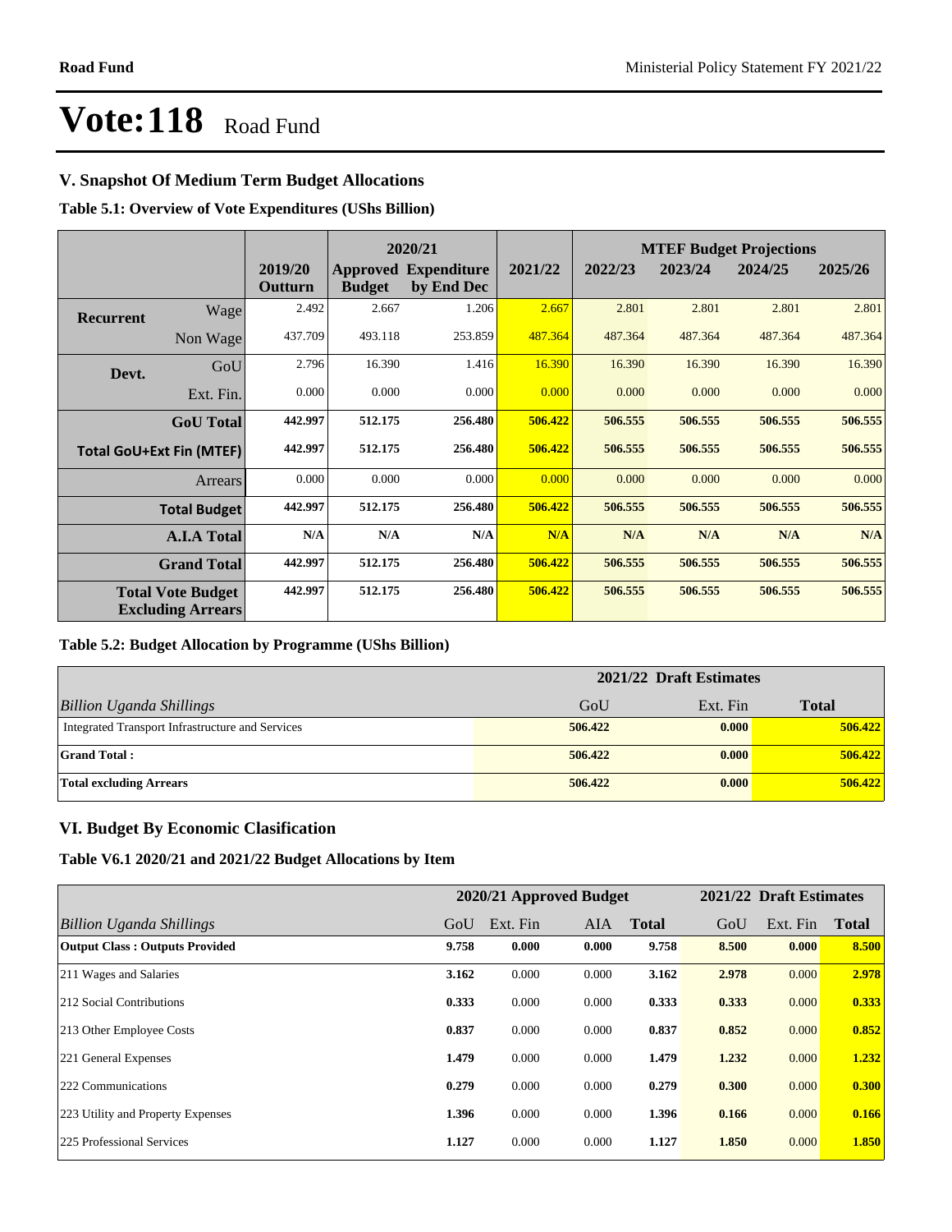# Vote:118 Road Fund

## V. Snapshot Of Medium Term Budget Allocations

**Table 5.1: Overview of Vote Expenditures (UShs Billion)**

| | | 2019/20 Outturn | 2020/21 Approved Budget | 2020/21 Expenditure by End Dec | 2021/22 | MTEF Budget Projections 2022/23 | 2023/24 | 2024/25 | 2025/26 |
|---|---|---|---|---|---|---|---|---|---|
| Recurrent | Wage | 2.492 | 2.667 | 1.206 | 2.667 | 2.801 | 2.801 | 2.801 | 2.801 |
| | Non Wage | 437.709 | 493.118 | 253.859 | 487.364 | 487.364 | 487.364 | 487.364 | 487.364 |
| Devt. | GoU | 2.796 | 16.390 | 1.416 | 16.390 | 16.390 | 16.390 | 16.390 | 16.390 |
| | Ext. Fin. | 0.000 | 0.000 | 0.000 | 0.000 | 0.000 | 0.000 | 0.000 | 0.000 |
| | **GoU Total** | **442.997** | **512.175** | **256.480** | **506.422** | **506.555** | **506.555** | **506.555** | **506.555** |
| **Total GoU+Ext Fin (MTEF)** | | **442.997** | **512.175** | **256.480** | **506.422** | **506.555** | **506.555** | **506.555** | **506.555** |
| | Arrears | 0.000 | 0.000 | 0.000 | 0.000 | 0.000 | 0.000 | 0.000 | 0.000 |
| | **Total Budget** | **442.997** | **512.175** | **256.480** | **506.422** | **506.555** | **506.555** | **506.555** | **506.555** |
| | **A.I.A Total** | **N/A** | **N/A** | **N/A** | **N/A** | **N/A** | **N/A** | **N/A** | **N/A** |
| | **Grand Total** | **442.997** | **512.175** | **256.480** | **506.422** | **506.555** | **506.555** | **506.555** | **506.555** |
| | **Total Vote Budget Excluding Arrears** | **442.997** | **512.175** | **256.480** | **506.422** | **506.555** | **506.555** | **506.555** | **506.555** |

**Table 5.2: Budget Allocation by Programme (UShs Billion)**

| | 2021/22 Draft Estimates | | |
|---|---|---|---|
| *Billion Uganda Shillings* | GoU | Ext. Fin | **Total** |
| Integrated Transport Infrastructure and Services | **506.422** | **0.000** | **506.422** |
| **Grand Total :** | **506.422** | **0.000** | **506.422** |
| **Total excluding Arrears** | **506.422** | **0.000** | **506.422** |

## VI. Budget By Economic Clasification

**Table V6.1 2020/21 and 2021/22 Budget Allocations by Item**

| | 2020/21 Approved Budget | | | | 2021/22 Draft Estimates | | |
|---|---|---|---|---|---|---|---|
| *Billion Uganda Shillings* | GoU | Ext. Fin | AIA | **Total** | GoU | Ext. Fin | **Total** |
| **Output Class : Outputs Provided** | **9.758** | **0.000** | **0.000** | **9.758** | **8.500** | **0.000** | **8.500** |
| 211 Wages and Salaries | **3.162** | 0.000 | 0.000 | **3.162** | **2.978** | 0.000 | **2.978** |
| 212 Social Contributions | **0.333** | 0.000 | 0.000 | **0.333** | **0.333** | 0.000 | **0.333** |
| 213 Other Employee Costs | **0.837** | 0.000 | 0.000 | **0.837** | **0.852** | 0.000 | **0.852** |
| 221 General Expenses | **1.479** | 0.000 | 0.000 | **1.479** | **1.232** | 0.000 | **1.232** |
| 222 Communications | **0.279** | 0.000 | 0.000 | **0.279** | **0.300** | 0.000 | **0.300** |
| 223 Utility and Property Expenses | **1.396** | 0.000 | 0.000 | **1.396** | **0.166** | 0.000 | **0.166** |
| 225 Professional Services | **1.127** | 0.000 | 0.000 | **1.127** | **1.850** | 0.000 | **1.850** |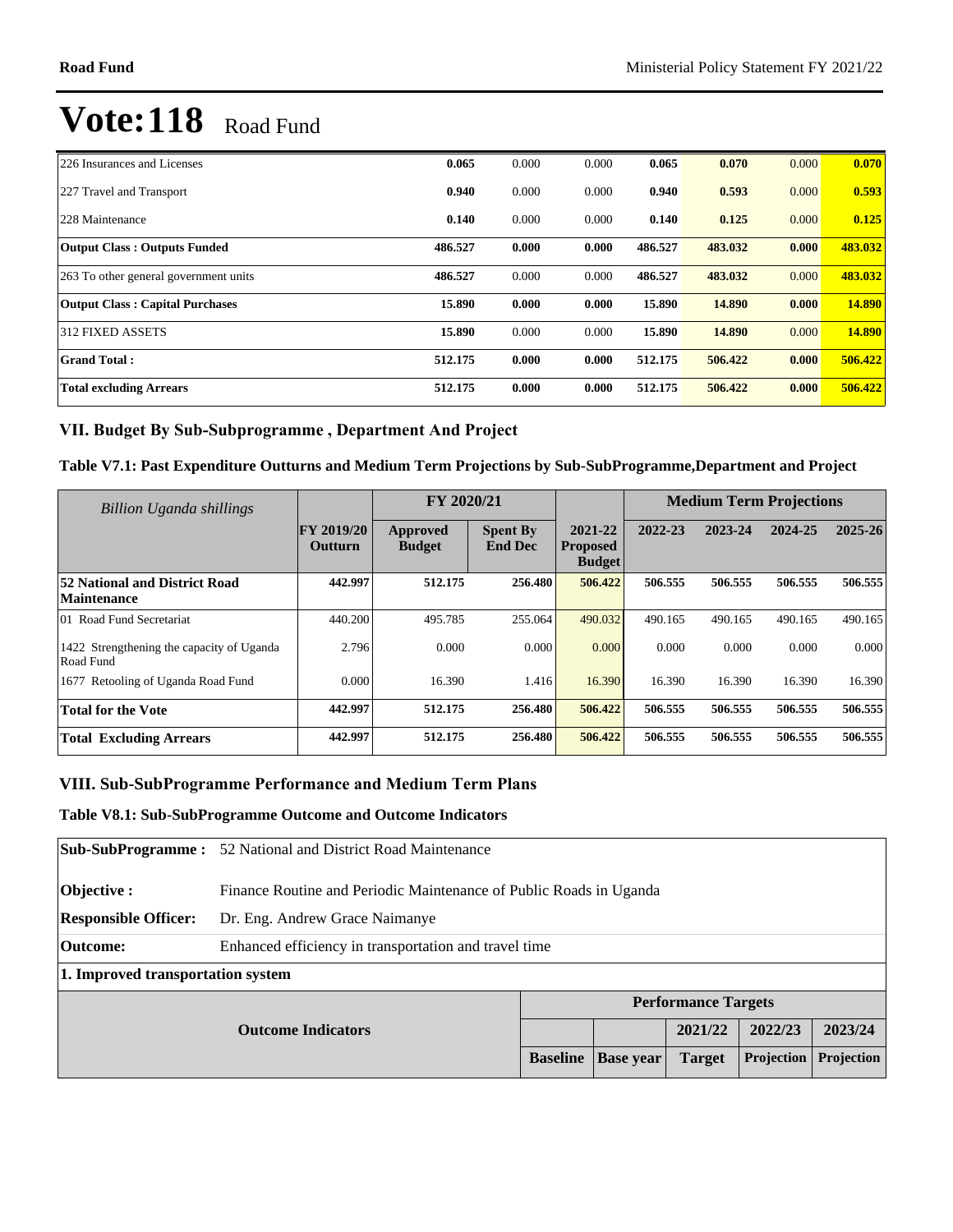# Vote:118 Road Fund

| | | | | | | | |
|---|---|---|---|---|---|---|---|
| 226 Insurances and Licenses | **0.065** | 0.000 | 0.000 | **0.065** | **0.070** | 0.000 | **0.070** |
| 227 Travel and Transport | **0.940** | 0.000 | 0.000 | **0.940** | **0.593** | 0.000 | **0.593** |
| 228 Maintenance | **0.140** | 0.000 | 0.000 | **0.140** | **0.125** | 0.000 | **0.125** |
| **Output Class : Outputs Funded** | **486.527** | **0.000** | **0.000** | **486.527** | **483.032** | **0.000** | **483.032** |
| 263 To other general government units | **486.527** | 0.000 | 0.000 | **486.527** | **483.032** | 0.000 | **483.032** |
| **Output Class : Capital Purchases** | **15.890** | **0.000** | **0.000** | **15.890** | **14.890** | **0.000** | **14.890** |
| 312 FIXED ASSETS | **15.890** | 0.000 | 0.000 | **15.890** | **14.890** | 0.000 | **14.890** |
| **Grand Total :** | **512.175** | **0.000** | **0.000** | **512.175** | **506.422** | **0.000** | **506.422** |
| **Total excluding Arrears** | **512.175** | **0.000** | **0.000** | **512.175** | **506.422** | **0.000** | **506.422** |

## VII. Budget By Sub-Subprogramme , Department And Project

### Table V7.1: Past Expenditure Outturns and Medium Term Projections by Sub-SubProgramme,Department and Project

| *Billion Uganda shillings* | | FY 2020/21 | | | Medium Term Projections | | | |
|---|---|---|---|---|---|---|---|---|
| | FY 2019/20 Outturn | Approved Budget | Spent By End Dec | 2021-22 Proposed Budget | 2022-23 | 2023-24 | 2024-25 | 2025-26 |
| **52 National and District Road Maintenance** | **442.997** | **512.175** | **256.480** | **506.422** | **506.555** | **506.555** | **506.555** | **506.555** |
| 01 Road Fund Secretariat | 440.200 | 495.785 | 255.064 | 490.032 | 490.165 | 490.165 | 490.165 | 490.165 |
| 1422 Strengthening the capacity of Uganda Road Fund | 2.796 | 0.000 | 0.000 | 0.000 | 0.000 | 0.000 | 0.000 | 0.000 |
| 1677 Retooling of Uganda Road Fund | 0.000 | 16.390 | 1.416 | 16.390 | 16.390 | 16.390 | 16.390 | 16.390 |
| **Total for the Vote** | **442.997** | **512.175** | **256.480** | **506.422** | **506.555** | **506.555** | **506.555** | **506.555** |
| **Total Excluding Arrears** | **442.997** | **512.175** | **256.480** | **506.422** | **506.555** | **506.555** | **506.555** | **506.555** |

## VIII. Sub-SubProgramme Performance and Medium Term Plans

### Table V8.1: Sub-SubProgramme Outcome and Outcome Indicators

**Sub-SubProgramme :** 52 National and District Road Maintenance

**Objective :** Finance Routine and Periodic Maintenance of Public Roads in Uganda

**Responsible Officer:** Dr. Eng. Andrew Grace Naimanye

**Outcome:** Enhanced efficiency in transportation and travel time

**1. Improved transportation system**

| Outcome Indicators | Performance Targets | | | | |
|---|---|---|---|---|---|
| | | | 2021/22 | 2022/23 | 2023/24 |
| | Baseline | Base year | Target | Projection | Projection |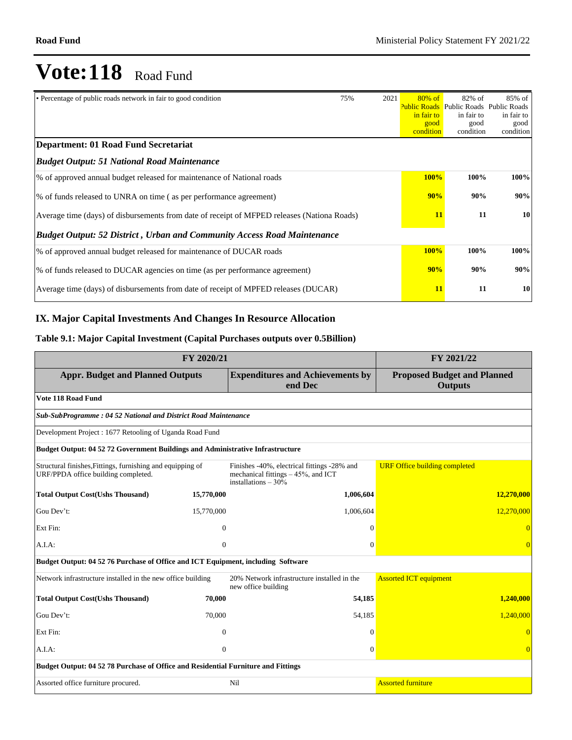# Vote:118 Road Fund

| | | | | | |
|---|---|---|---|---|---|
| • Percentage of public roads network in fair to good condition | 75% | 2021 | 80% of Public Roads in fair to good condition | 82% of Public Roads in fair to good condition | 85% of Public Roads in fair to good condition |
| **Department: 01 Road Fund Secretariat** | | | | | |
| ***Budget Output: 51 National Road Maintenance*** | | | | | |
| % of approved annual budget released for maintenance of National roads | | | **100%** | **100%** | **100%** |
| % of funds released to UNRA on time ( as per performance agreement) | | | **90%** | **90%** | **90%** |
| Average time (days) of disbursements from date of receipt of MFPED releases (Nationa Roads) | | | **11** | **11** | **10** |
| ***Budget Output: 52 District , Urban and Community Access Road Maintenance*** | | | | | |
| % of approved annual budget released for maintenance of DUCAR roads | | | **100%** | **100%** | **100%** |
| % of funds released to DUCAR agencies on time (as per performance agreement) | | | **90%** | **90%** | **90%** |
| Average time (days) of disbursements from date of receipt of MPFED releases (DUCAR) | | | **11** | **11** | **10** |

## IX. Major Capital Investments And Changes In Resource Allocation

### Table 9.1: Major Capital Investment (Capital Purchases outputs over 0.5Billion)

| FY 2020/21 | | | FY 2021/22 |
|---|---|---|---|
| **Appr. Budget and Planned Outputs** | | **Expenditures and Achievements by end Dec** | **Proposed Budget and Planned Outputs** |
| **Vote 118 Road Fund** | | | |
| ***Sub-SubProgramme : 04 52 National and District Road Maintenance*** | | | |
| Development Project : 1677 Retooling of Uganda Road Fund | | | |
| **Budget Output: 04 52 72 Government Buildings and Administrative Infrastructure** | | | |
| Structural finishes,Fittings, furnishing and equipping of URF/PPDA office building completed. | | Finishes -40%, electrical fittings -28% and mechanical fittings – 45%, and ICT installations – 30% | URF Office building completed |
| **Total Output Cost(Ushs Thousand)** | **15,770,000** | **1,006,604** | **12,270,000** |
| Gou Dev't: | 15,770,000 | 1,006,604 | 12,270,000 |
| Ext Fin: | 0 | 0 | 0 |
| A.I.A: | 0 | 0 | 0 |
| **Budget Output: 04 52 76 Purchase of Office and ICT Equipment, including Software** | | | |
| Network infrastructure installed in the new office building | | 20% Network infrastructure installed in the new office building | Assorted ICT equipment |
| **Total Output Cost(Ushs Thousand)** | **70,000** | **54,185** | **1,240,000** |
| Gou Dev't: | 70,000 | 54,185 | 1,240,000 |
| Ext Fin: | 0 | 0 | 0 |
| A.I.A: | 0 | 0 | 0 |
| **Budget Output: 04 52 78 Purchase of Office and Residential Furniture and Fittings** | | | |
| Assorted office furniture procured. | | Nil | Assorted furniture |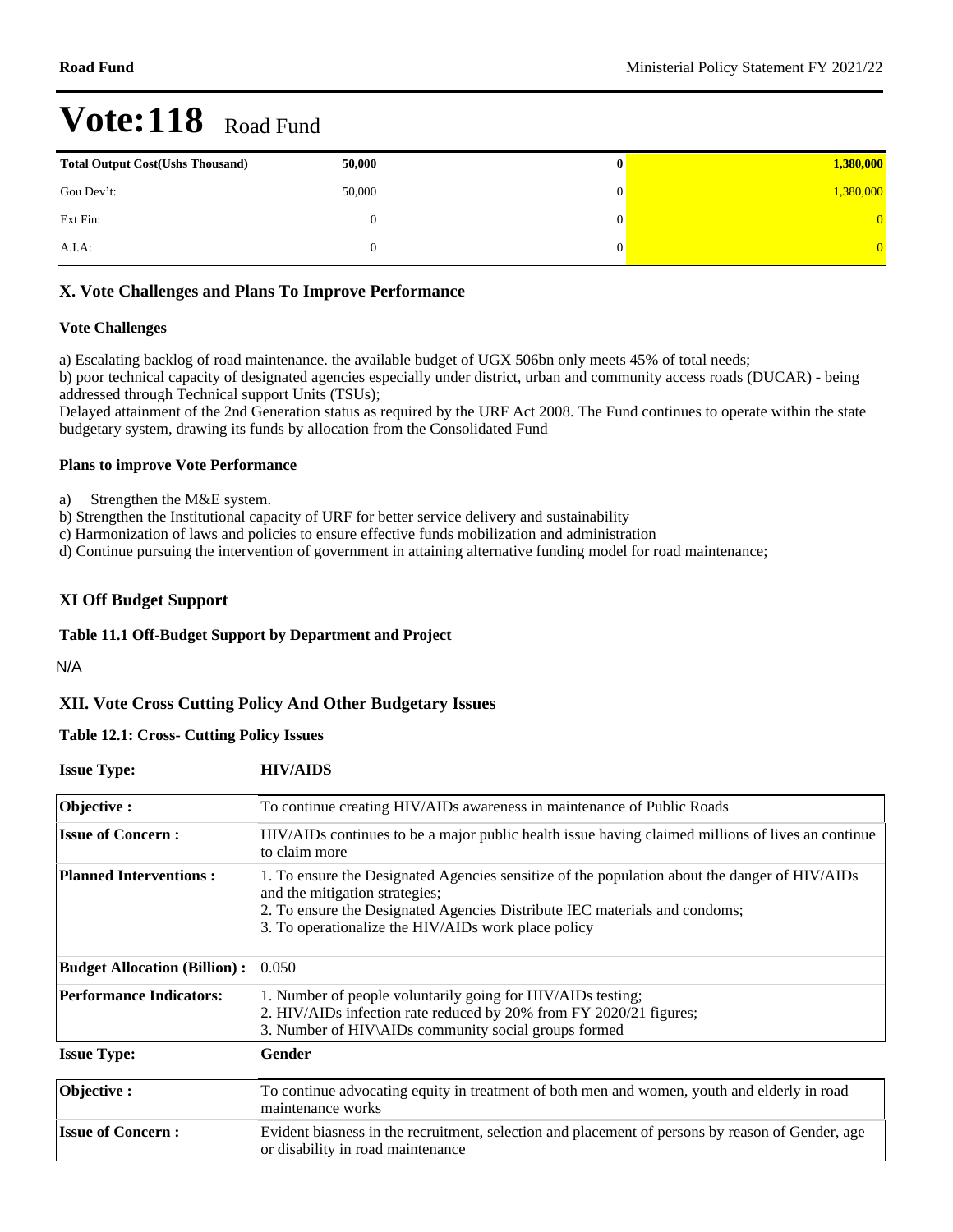# Vote:118 Road Fund

| Total Output Cost(Ushs Thousand) | 50,000 | 0 | 1,380,000 |
|---|---|---|---|
| Gou Dev't: | 50,000 | 0 | 1,380,000 |
| Ext Fin: | 0 | 0 | 0 |
| A.I.A: | 0 | 0 | 0 |

## X. Vote Challenges and Plans To Improve Performance

### Vote Challenges

a) Escalating backlog of road maintenance. the available budget of UGX 506bn only meets 45% of total needs;
b) poor technical capacity of designated agencies especially under district, urban and community access roads (DUCAR) - being addressed through Technical support Units (TSUs);
Delayed attainment of the 2nd Generation status as required by the URF Act 2008. The Fund continues to operate within the state budgetary system, drawing its funds by allocation from the Consolidated Fund

### Plans to improve Vote Performance

a) Strengthen the M&E system.
b) Strengthen the Institutional capacity of URF for better service delivery and sustainability
c) Harmonization of laws and policies to ensure effective funds mobilization and administration
d) Continue pursuing the intervention of government in attaining alternative funding model for road maintenance;

## XI Off Budget Support

### Table 11.1 Off-Budget Support by Department and Project

N/A

## XII. Vote Cross Cutting Policy And Other Budgetary Issues

### Table 12.1: Cross- Cutting Policy Issues

| Issue Type: | HIV/AIDS |
|---|---|
| Objective : | To continue creating HIV/AIDs awareness in maintenance of Public Roads |
| Issue of Concern : | HIV/AIDs continues to be a major public health issue having claimed millions of lives an continue to claim more |
| Planned Interventions : | 1. To ensure the Designated Agencies sensitize of the population about the danger of HIV/AIDs and the mitigation strategies;<br>2. To ensure the Designated Agencies Distribute IEC materials and condoms;<br>3. To operationalize the HIV/AIDs work place policy |
| Budget Allocation (Billion) : | 0.050 |
| Performance Indicators: | 1. Number of people voluntarily going for HIV/AIDs testing;<br>2. HIV/AIDs infection rate reduced by 20% from FY 2020/21 figures;<br>3. Number of HIV\AIDs community social groups formed |

| Issue Type: | Gender |
|---|---|
| Objective : | To continue advocating equity in treatment of both men and women, youth and elderly in road maintenance works |
| Issue of Concern : | Evident biasness in the recruitment, selection and placement of persons by reason of Gender, age or disability in road maintenance |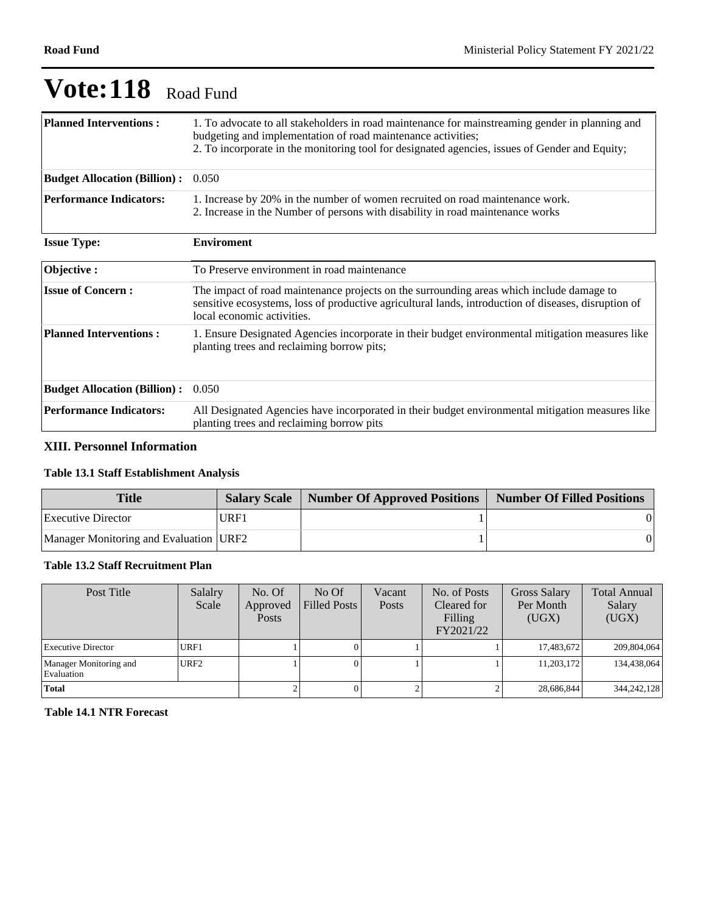# Vote:118 Road Fund

| | |
|---|---|
| **Planned Interventions :** | 1. To advocate to all stakeholders in road maintenance for mainstreaming gender in planning and budgeting and implementation of road maintenance activities;<br>2. To incorporate in the monitoring tool for designated agencies, issues of Gender and Equity; |
| **Budget Allocation (Billion) :** | 0.050 |
| **Performance Indicators:** | 1. Increase by 20% in the number of women recruited on road maintenance work.<br>2. Increase in the Number of persons with disability in road maintenance works |

| | |
|---|---|
| **Issue Type:** | **Enviroment** |
| **Objective :** | To Preserve environment in road maintenance |
| **Issue of Concern :** | The impact of road maintenance projects on the surrounding areas which include damage to sensitive ecosystems, loss of productive agricultural lands, introduction of diseases, disruption of local economic activities. |
| **Planned Interventions :** | 1. Ensure Designated Agencies incorporate in their budget environmental mitigation measures like planting trees and reclaiming borrow pits; |
| **Budget Allocation (Billion) :** | 0.050 |
| **Performance Indicators:** | All Designated Agencies have incorporated in their budget environmental mitigation measures like planting trees and reclaiming borrow pits |

### XIII. Personnel Information

**Table 13.1 Staff Establishment Analysis**

| Title | Salary Scale | Number Of Approved Positions | Number Of Filled Positions |
|---|---|---|---|
| Executive Director | URF1 | 1 | 0 |
| Manager Monitoring and Evaluation | URF2 | 1 | 0 |

**Table 13.2 Staff Recruitment Plan**

| Post Title | Salalry Scale | No. Of Approved Posts | No Of Filled Posts | Vacant Posts | No. of Posts Cleared for Filling FY2021/22 | Gross Salary Per Month (UGX) | Total Annual Salary (UGX) |
|---|---|---|---|---|---|---|---|
| Executive Director | URF1 | 1 | 0 | 1 | 1 | 17,483,672 | 209,804,064 |
| Manager Monitoring and Evaluation | URF2 | 1 | 0 | 1 | 1 | 11,203,172 | 134,438,064 |
| **Total** | | 2 | 0 | 2 | 2 | 28,686,844 | 344,242,128 |

**Table 14.1 NTR Forecast**